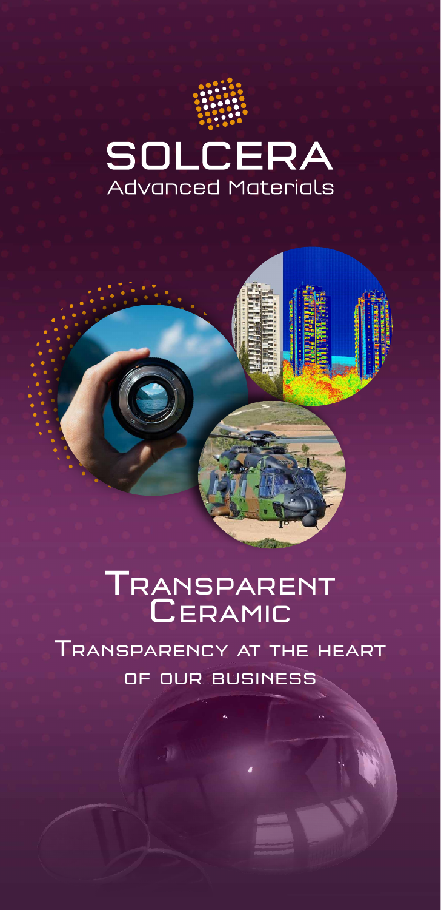# SOLCERA
Advanced Materials

# Transparent Ceramic

## Transparency at the heart of our business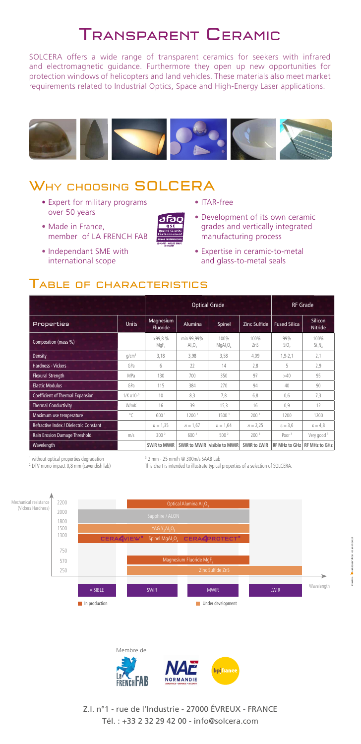# Transparent Ceramic

SOLCERA offers a wide range of transparent ceramics for seekers with infrared and electromagnetic guidance. Furthermore they open up new opportunities for protection windows of helicopters and land vehicles. These materials also meet market requirements related to Industrial Optics, Space and High-Energy Laser applications.

## Why choosing SOLCERA

- Expert for military programs over 50 years
- Made in France, member of LA FRENCH FAB
- Independant SME with international scope
- ITAR-free
- Development of its own ceramic grades and vertically integrated manufacturing process
- Expertise in ceramic-to-metal and glass-to-metal seals

## Table of characteristics

| | | Optical Grade | | | | RF Grade | |
|---|---|---|---|---|---|---|---|
| **Properties** | **Units** | **Magnesium Fluoride** | **Alumina** | **Spinel** | **Zinc Sulfide** | **Fused Silica** | **Silicon Nitride** |
| Composition (mass %) | | >99,8 % $MgF_2$ | min.99,99% $Al_2O_3$ | 100% $MgAl_2O_4$ | 100% ZnS | 99% $SiO_2$ | 100% $Si_3N_4$ |
| Density | g/cm³ | 3,18 | 3,98 | 3,58 | 4,09 | 1,9-2,1 | 2,1 |
| Hardness - Vickers | GPa | 6 | 22 | 14 | 2,8 | 5 | 2,9 |
| Flexural Strength | MPa | 130 | 700 | 350 | 97 | >40 | 95 |
| Elastic Modulus | GPa | 115 | 384 | 270 | 94 | 40 | 90 |
| Coefficient of Thermal Expansion | $1/K\ x10^{-6}$ | 10 | 8,3 | 7,8 | 6,8 | 0,6 | 7,3 |
| Thermal Conductivity | W/mK | 16 | 39 | 15,3 | 16 | 0,9 | 12 |
| Maximum use temperature | °C | 600 [1] | 1200 [1] | 1500 [1] | 200 [1] | 1200 | 1200 |
| Refractive Index / Dielectric Constant | | $n = 1{,}35$ | $n = 1{,}67$ | $n = 1{,}64$ | $n = 2{,}25$ | $\varepsilon = 3{,}6$ | $\varepsilon = 4{,}8$ |
| Rain Erosion Damage Threshold | m/s | 300 [2] | 600 [2] | 500 [2] | 200 [2] | Poor [3] | Very good [3] |
| Wavelength | | SWIR to MWIR | SWIR to MWIR | visible to MWIR | SWIR to LWIR | RF MHz to GHz | RF MHz to GHz |

[1] without optical properties degradation
[2] DTV mono impact 0,8 mm (cavendish lab)
[3] 2 mm - 25 mm/h @ 300m/s SAAB Lab
This chart is intended to illustrate typical properties of a selection of SOLCERA.

Mechanical resistance (Vickers Hardness)
2200
2000
1800
1500
1300
750
570
250
Optical Alumina $Al_2O_3$
Sapphire / ALON
YAG $Y_3Al_5O_{12}$
CERA4VIEW® Spinel $MgAl_2O_4$ CERA4PROTECT®
Magnesium Fluoride $MgF_2$
Zinc Sulfide ZnS
VISIBLE
SWIR
MWIR
LWIR
Wavelength
In production
Under development

Membre de

Z.I. n°1 - rue de l'Industrie - 27000 ÉVREUX - FRANCE
Tél. : +33 2 32 29 42 00 - info@solcera.com